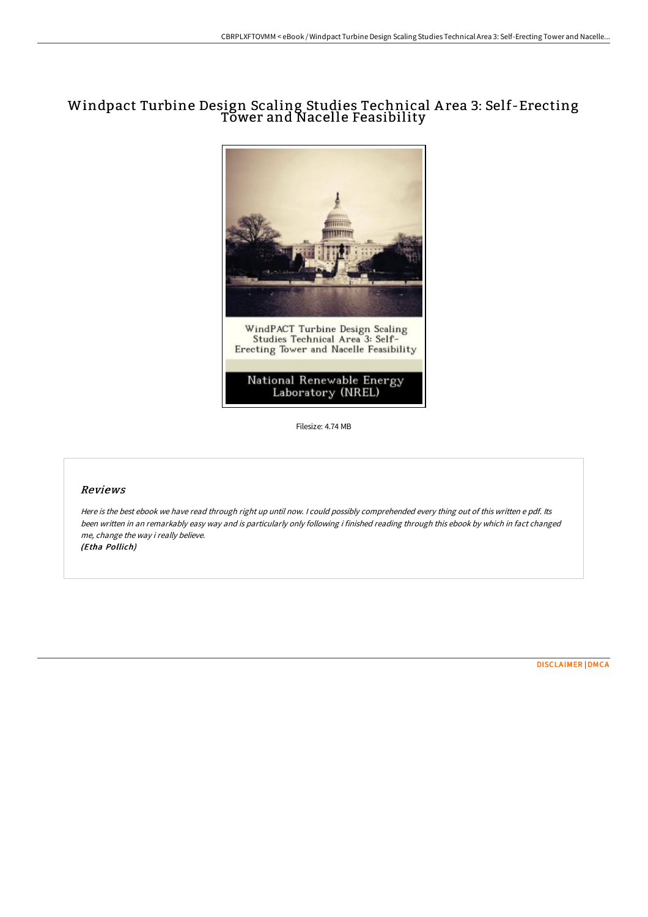# Windpact Turbine Design Scaling Studies Technical Area 3: Self-Erecting Tower and Nacelle Feasibility

Filesize: 4.74 MB

## Reviews

*Here is the best ebook we have read through right up until now. I could possibly comprehended every thing out of this written e pdf. Its been written in an remarkably easy way and is particularly only following i finished reading through this ebook by which in fact changed me, change the way i really believe.*
***(Etha Pollich)***

DISCLAIMER | DMCA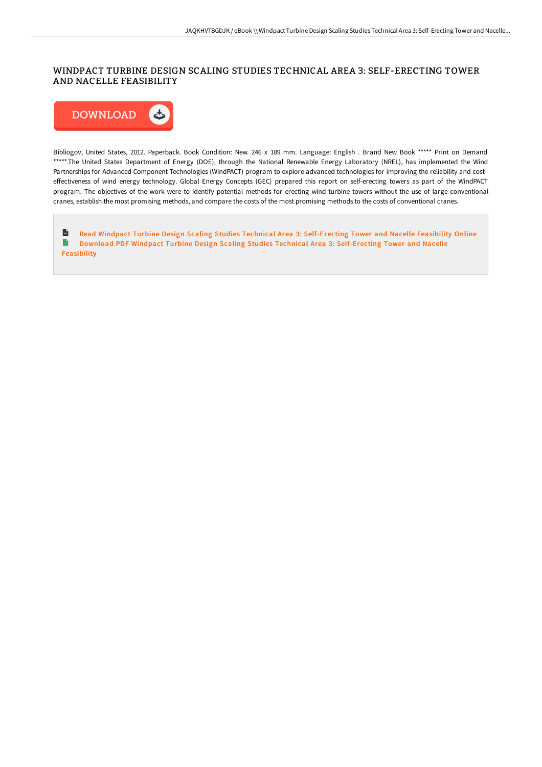## WINDPACT TURBINE DESIGN SCALING STUDIES TECHNICAL AREA 3: SELF-ERECTING TOWER AND NACELLE FEASIBILITY

Bibliogov, United States, 2012. Paperback. Book Condition: New. 246 x 189 mm. Language: English . Brand New Book ***** Print on Demand *****.The United States Department of Energy (DOE), through the National Renewable Energy Laboratory (NREL), has implemented the Wind Partnerships for Advanced Component Technologies (WindPACT) program to explore advanced technologies for improving the reliability and cost-effectiveness of wind energy technology. Global Energy Concepts (GEC) prepared this report on self-erecting towers as part of the WindPACT program. The objectives of the work were to identify potential methods for erecting wind turbine towers without the use of large conventional cranes, establish the most promising methods, and compare the costs of the most promising methods to the costs of conventional cranes.

Read Windpact Turbine Design Scaling Studies Technical Area 3: Self-Erecting Tower and Nacelle Feasibility Online

Download PDF Windpact Turbine Design Scaling Studies Technical Area 3: Self-Erecting Tower and Nacelle Feasibility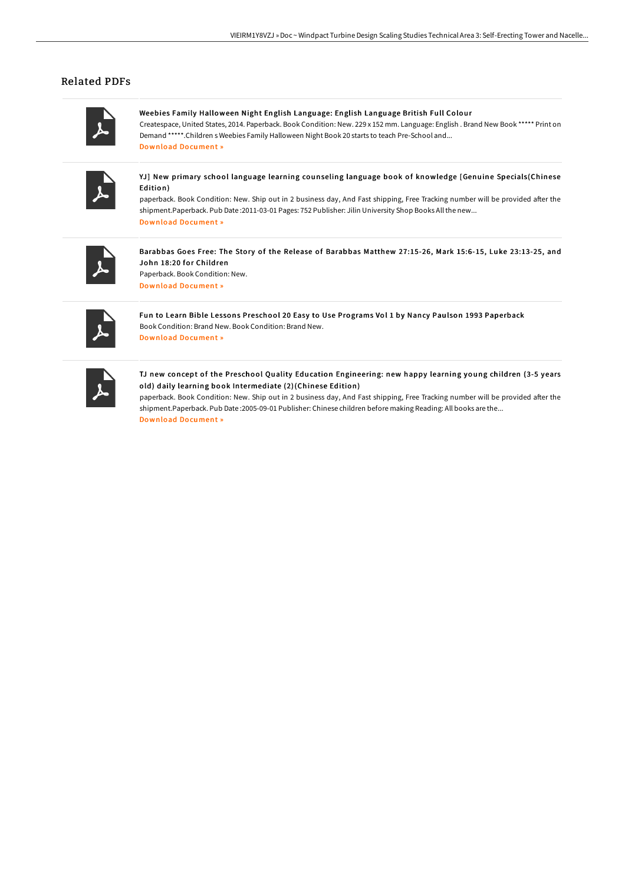## Related PDFs

**Weebies Family Halloween Night English Language: English Language British Full Colour**

Createspace, United States, 2014. Paperback. Book Condition: New. 229 x 152 mm. Language: English . Brand New Book ***** Print on Demand *****.Children s Weebies Family Halloween Night Book 20 starts to teach Pre-School and...

Download Document »

**YJ] New primary school language learning counseling language book of knowledge [Genuine Specials(Chinese Edition)**

paperback. Book Condition: New. Ship out in 2 business day, And Fast shipping, Free Tracking number will be provided after the shipment.Paperback. Pub Date :2011-03-01 Pages: 752 Publisher: Jilin University Shop Books All the new...

Download Document »

**Barabbas Goes Free: The Story of the Release of Barabbas Matthew 27:15-26, Mark 15:6-15, Luke 23:13-25, and John 18:20 for Children**

Paperback. Book Condition: New.

Download Document »

**Fun to Learn Bible Lessons Preschool 20 Easy to Use Programs Vol 1 by Nancy Paulson 1993 Paperback**

Book Condition: Brand New. Book Condition: Brand New.

Download Document »

**TJ new concept of the Preschool Quality Education Engineering: new happy learning young children (3-5 years old) daily learning book Intermediate (2)(Chinese Edition)**

paperback. Book Condition: New. Ship out in 2 business day, And Fast shipping, Free Tracking number will be provided after the shipment.Paperback. Pub Date :2005-09-01 Publisher: Chinese children before making Reading: All books are the...

Download Document »